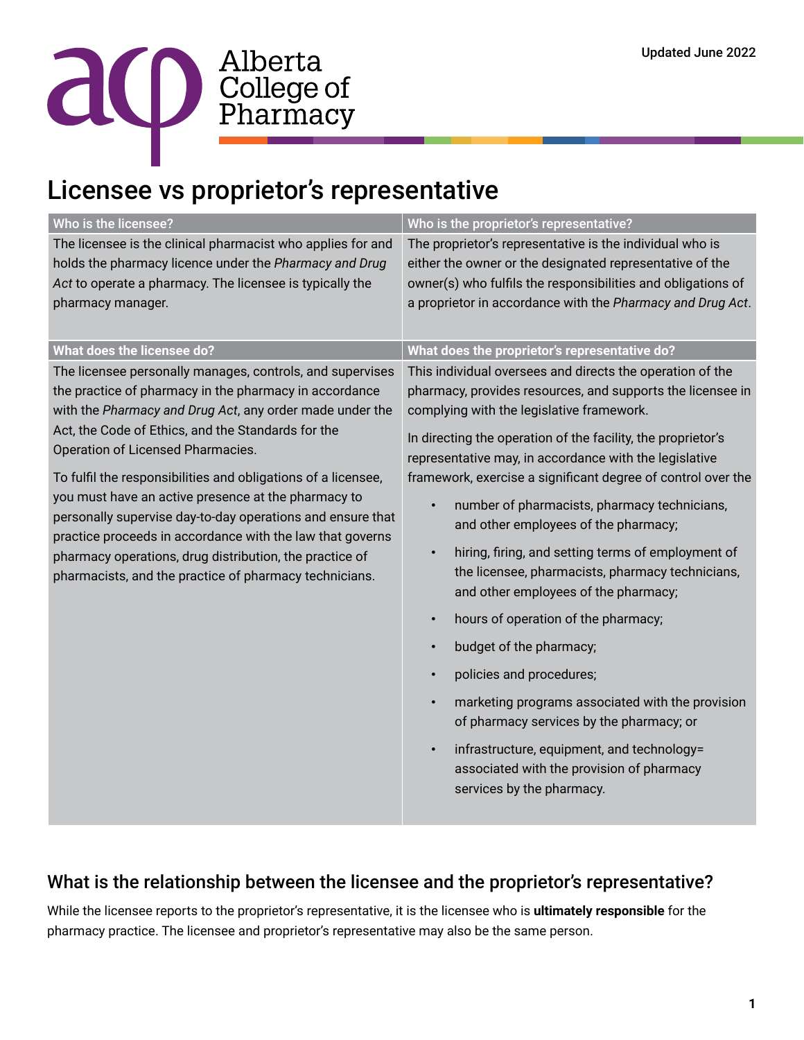Updated June 2022

Alberta College of Pharmacy

# Licensee vs proprietor's representative

| Who is the licensee? | Who is the proprietor's representative? |
| --- | --- |
| The licensee is the clinical pharmacist who applies for and holds the pharmacy licence under the *Pharmacy and Drug Act* to operate a pharmacy. The licensee is typically the pharmacy manager. | The proprietor's representative is the individual who is either the owner or the designated representative of the owner(s) who fulfils the responsibilities and obligations of a proprietor in accordance with the *Pharmacy and Drug Act*. |
| **What does the licensee do?** | **What does the proprietor's representative do?** |
| The licensee personally manages, controls, and supervises the practice of pharmacy in the pharmacy in accordance with the *Pharmacy and Drug Act*, any order made under the Act, the Code of Ethics, and the Standards for the Operation of Licensed Pharmacies.<br><br>To fulfil the responsibilities and obligations of a licensee, you must have an active presence at the pharmacy to personally supervise day-to-day operations and ensure that practice proceeds in accordance with the law that governs pharmacy operations, drug distribution, the practice of pharmacists, and the practice of pharmacy technicians. | This individual oversees and directs the operation of the pharmacy, provides resources, and supports the licensee in complying with the legislative framework.<br><br>In directing the operation of the facility, the proprietor's representative may, in accordance with the legislative framework, exercise a significant degree of control over the<br>• number of pharmacists, pharmacy technicians, and other employees of the pharmacy;<br>• hiring, firing, and setting terms of employment of the licensee, pharmacists, pharmacy technicians, and other employees of the pharmacy;<br>• hours of operation of the pharmacy;<br>• budget of the pharmacy;<br>• policies and procedures;<br>• marketing programs associated with the provision of pharmacy services by the pharmacy; or<br>• infrastructure, equipment, and technology= associated with the provision of pharmacy services by the pharmacy. |

## What is the relationship between the licensee and the proprietor's representative?

While the licensee reports to the proprietor's representative, it is the licensee who is **ultimately responsible** for the pharmacy practice. The licensee and proprietor's representative may also be the same person.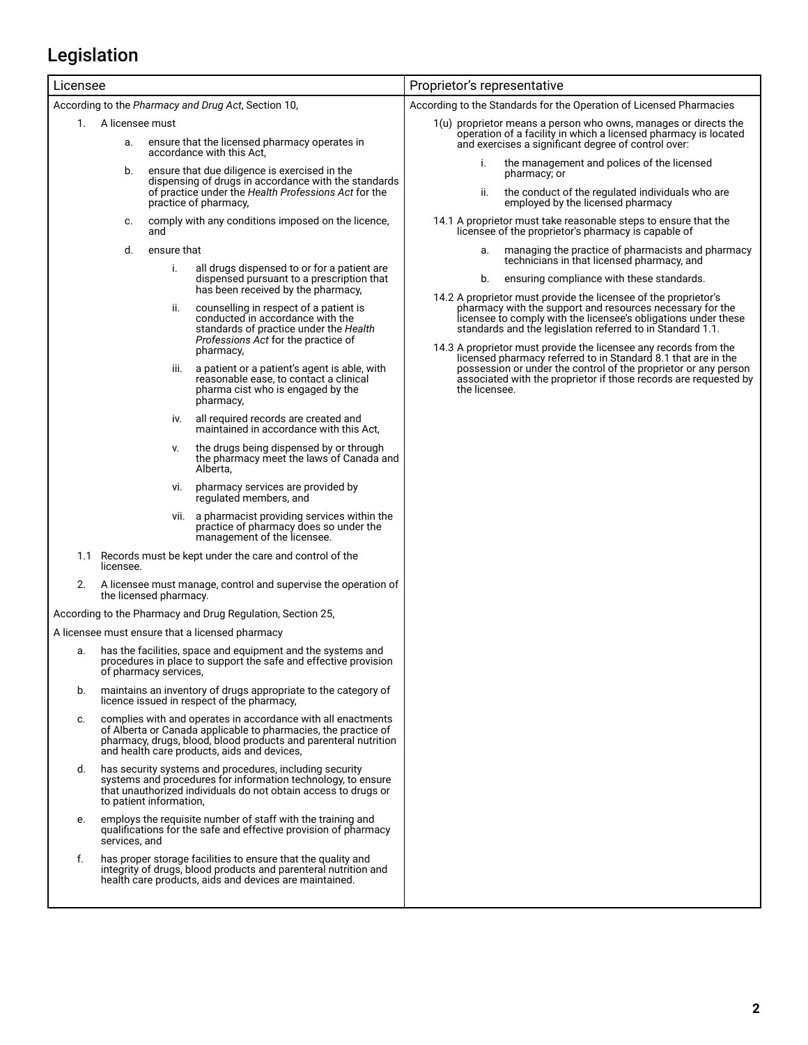## Legislation

| Licensee | Proprietor's representative |
|---|---|
| According to the *Pharmacy and Drug Act*, Section 10,<br><br>1. A licensee must<br>  a. ensure that the licensed pharmacy operates in accordance with this Act,<br>  b. ensure that due diligence is exercised in the dispensing of drugs in accordance with the standards of practice under the *Health Professions Act* for the practice of pharmacy,<br>  c. comply with any conditions imposed on the licence, and<br>  d. ensure that<br>    i. all drugs dispensed to or for a patient are dispensed pursuant to a prescription that has been received by the pharmacy,<br>    ii. counselling in respect of a patient is conducted in accordance with the standards of practice under the *Health Professions Act* for the practice of pharmacy,<br>    iii. a patient or a patient's agent is able, with reasonable ease, to contact a clinical pharma cist who is engaged by the pharmacy,<br>    iv. all required records are created and maintained in accordance with this Act,<br>    v. the drugs being dispensed by or through the pharmacy meet the laws of Canada and Alberta,<br>    vi. pharmacy services are provided by regulated members, and<br>    vii. a pharmacist providing services within the practice of pharmacy does so under the management of the licensee.<br>1.1 Records must be kept under the care and control of the licensee.<br>2. A licensee must manage, control and supervise the operation of the licensed pharmacy.<br><br>According to the Pharmacy and Drug Regulation, Section 25,<br><br>A licensee must ensure that a licensed pharmacy<br>  a. has the facilities, space and equipment and the systems and procedures in place to support the safe and effective provision of pharmacy services,<br>  b. maintains an inventory of drugs appropriate to the category of licence issued in respect of the pharmacy,<br>  c. complies with and operates in accordance with all enactments of Alberta or Canada applicable to pharmacies, the practice of pharmacy, drugs, blood, blood products and parenteral nutrition and health care products, aids and devices,<br>  d. has security systems and procedures, including security systems and procedures for information technology, to ensure that unauthorized individuals do not obtain access to drugs or to patient information,<br>  e. employs the requisite number of staff with the training and qualifications for the safe and effective provision of pharmacy services, and<br>  f. has proper storage facilities to ensure that the quality and integrity of drugs, blood products and parenteral nutrition and health care products, aids and devices are maintained. | According to the Standards for the Operation of Licensed Pharmacies<br><br>1(u) proprietor means a person who owns, manages or directs the operation of a facility in which a licensed pharmacy is located and exercises a significant degree of control over:<br>  i. the management and polices of the licensed pharmacy; or<br>  ii. the conduct of the regulated individuals who are employed by the licensed pharmacy<br>14.1 A proprietor must take reasonable steps to ensure that the licensee of the proprietor's pharmacy is capable of<br>  a. managing the practice of pharmacists and pharmacy technicians in that licensed pharmacy, and<br>  b. ensuring compliance with these standards.<br>14.2 A proprietor must provide the licensee of the proprietor's pharmacy with the support and resources necessary for the licensee to comply with the licensee's obligations under these standards and the legislation referred to in Standard 1.1.<br>14.3 A proprietor must provide the licensee any records from the licensed pharmacy referred to in Standard 8.1 that are in the possession or under the control of the proprietor or any person associated with the proprietor if those records are requested by the licensee. |